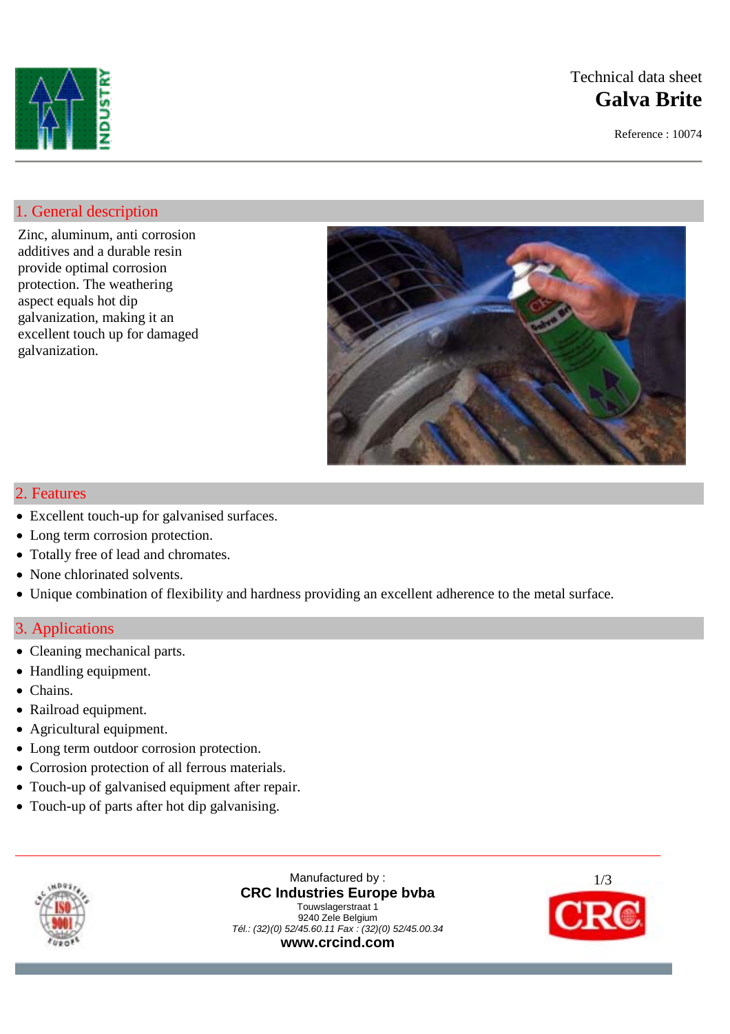Technical data sheet

# Galva Brite

Reference : 10074

## 1. General description

Zinc, aluminum, anti corrosion additives and a durable resin provide optimal corrosion protection. The weathering aspect equals hot dip galvanization, making it an excellent touch up for damaged galvanization.

## 2. Features

- Excellent touch-up for galvanised surfaces.
- Long term corrosion protection.
- Totally free of lead and chromates.
- None chlorinated solvents.
- Unique combination of flexibility and hardness providing an excellent adherence to the metal surface.

## 3. Applications

- Cleaning mechanical parts.
- Handling equipment.
- Chains.
- Railroad equipment.
- Agricultural equipment.
- Long term outdoor corrosion protection.
- Corrosion protection of all ferrous materials.
- Touch-up of galvanised equipment after repair.
- Touch-up of parts after hot dip galvanising.

Manufactured by :
**CRC Industries Europe bvba**
Touwslagerstraat 1
9240 Zele Belgium
*Tél.: (32)(0) 52/45.60.11 Fax : (32)(0) 52/45.00.34*
**www.crcind.com**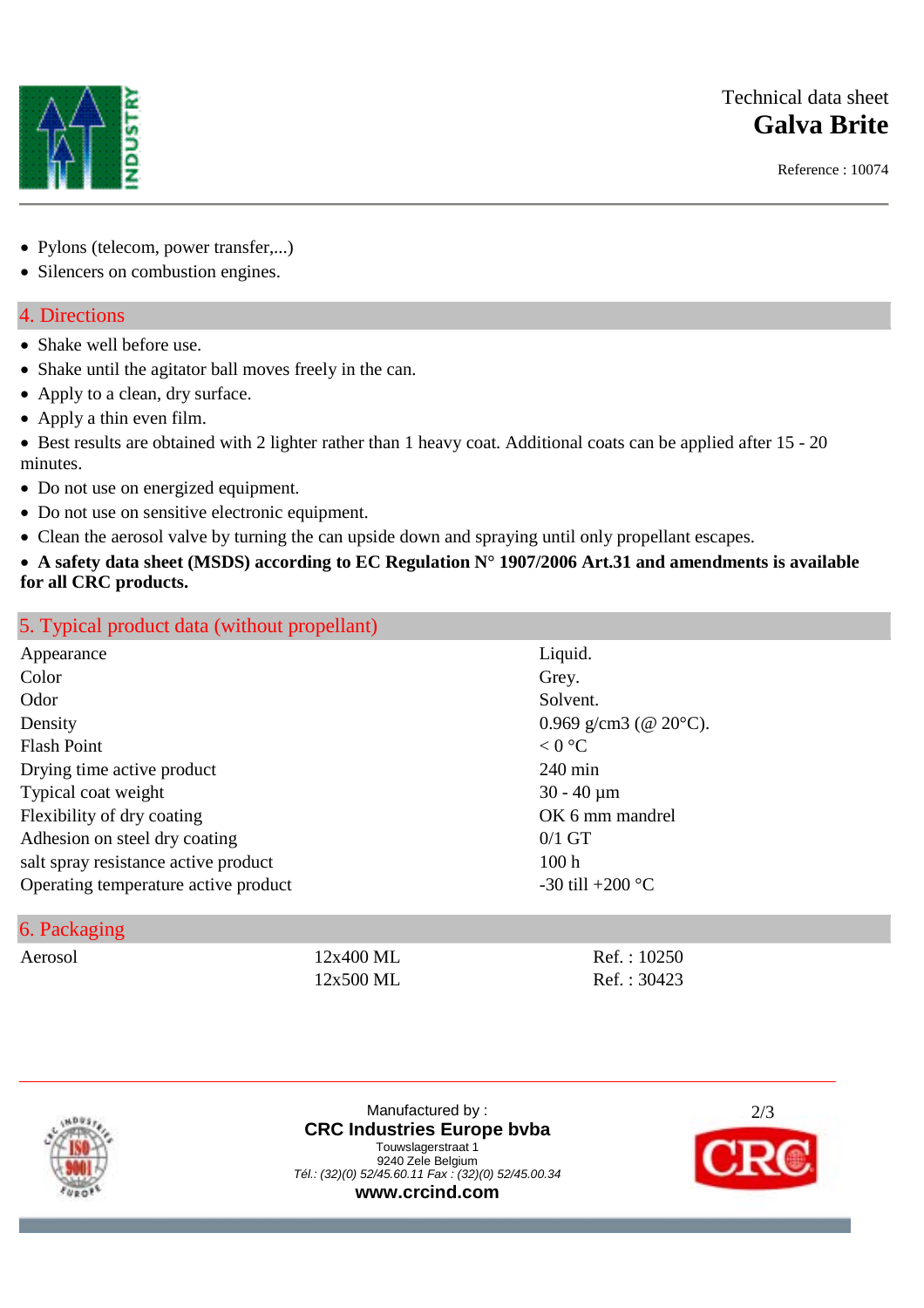- Pylons (telecom, power transfer,...)
- Silencers on combustion engines.

## 4. Directions

- Shake well before use.
- Shake until the agitator ball moves freely in the can.
- Apply to a clean, dry surface.
- Apply a thin even film.
- Best results are obtained with 2 lighter rather than 1 heavy coat. Additional coats can be applied after 15 - 20 minutes.
- Do not use on energized equipment.
- Do not use on sensitive electronic equipment.
- Clean the aerosol valve by turning the can upside down and spraying until only propellant escapes.
- **A safety data sheet (MSDS) according to EC Regulation N° 1907/2006 Art.31 and amendments is available for all CRC products.**

## 5. Typical product data (without propellant)

| | |
|---|---|
| Appearance | Liquid. |
| Color | Grey. |
| Odor | Solvent. |
| Density | 0.969 g/cm3 (@ 20°C). |
| Flash Point | < 0 °C |
| Drying time active product | 240 min |
| Typical coat weight | 30 - 40 µm |
| Flexibility of dry coating | OK 6 mm mandrel |
| Adhesion on steel dry coating | 0/1 GT |
| salt spray resistance active product | 100 h |
| Operating temperature active product | -30 till +200 °C |

## 6. Packaging

| | | |
|---|---|---|
| Aerosol | 12x400 ML | Ref. : 10250 |
| | 12x500 ML | Ref. : 30423 |

Manufactured by :
**CRC Industries Europe bvba**
Touwslagerstraat 1
9240 Zele Belgium
*Tél.: (32)(0) 52/45.60.11 Fax : (32)(0) 52/45.00.34*
**www.crcind.com**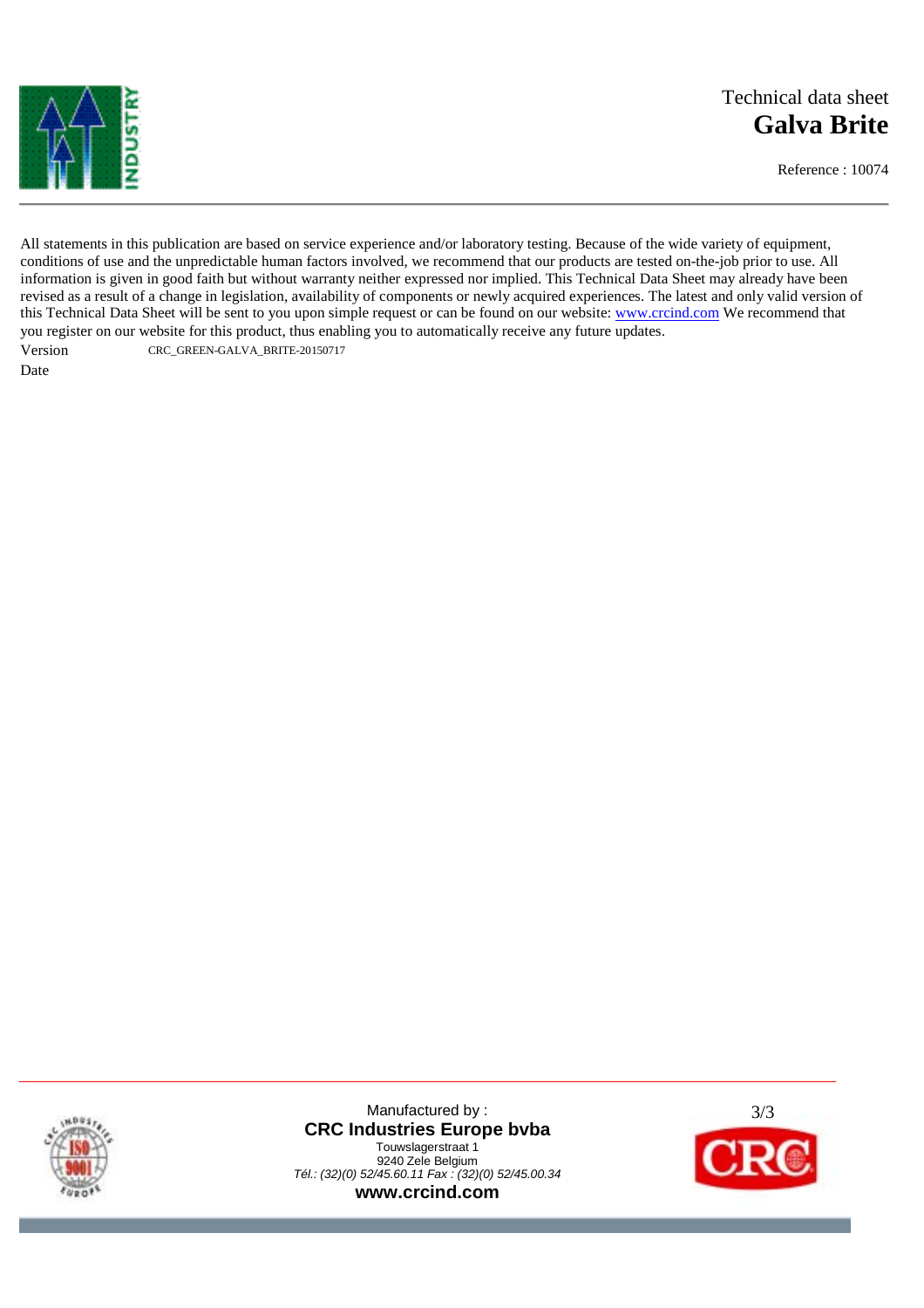All statements in this publication are based on service experience and/or laboratory testing. Because of the wide variety of equipment, conditions of use and the unpredictable human factors involved, we recommend that our products are tested on-the-job prior to use. All information is given in good faith but without warranty neither expressed nor implied. This Technical Data Sheet may already have been revised as a result of a change in legislation, availability of components or newly acquired experiences. The latest and only valid version of this Technical Data Sheet will be sent to you upon simple request or can be found on our website: www.crcind.com We recommend that you register on our website for this product, thus enabling you to automatically receive any future updates.

Version CRC_GREEN-GALVA_BRITE-20150717

Date

Manufactured by :
**CRC Industries Europe bvba**
Touwslagerstraat 1
9240 Zele Belgium
*Tél.: (32)(0) 52/45.60.11 Fax : (32)(0) 52/45.00.34*
**www.crcind.com**